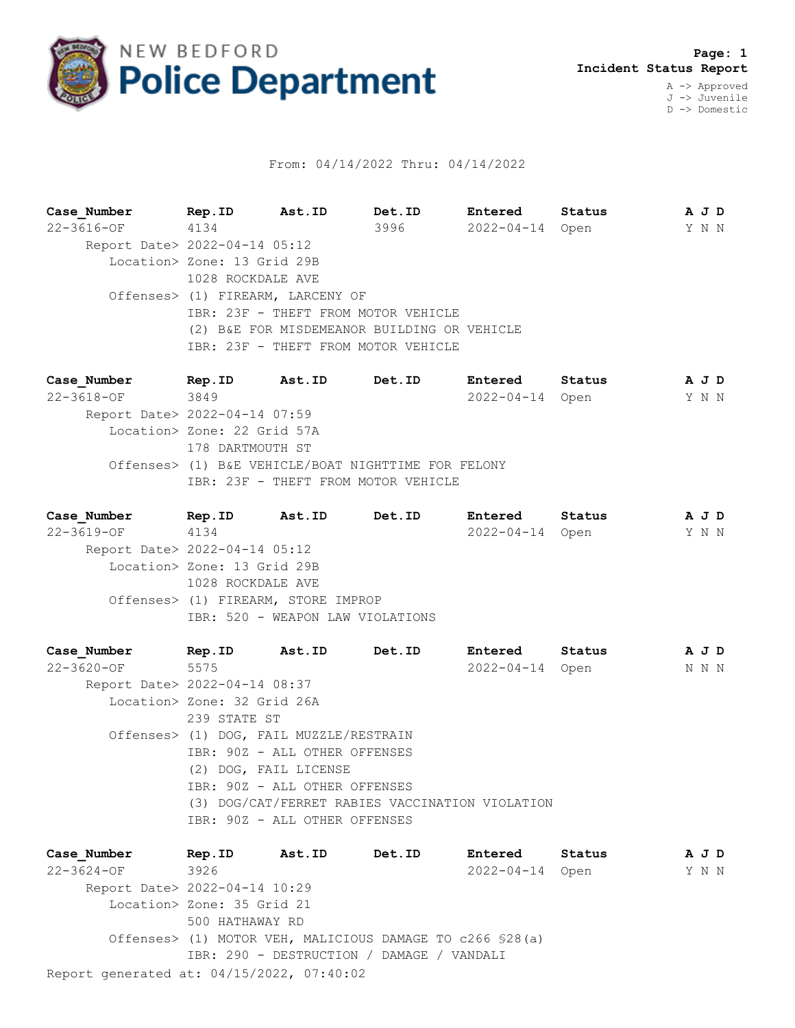# NEW BEDFORD Police Department

**Page: 1**
**Incident Status Report**

A -> Approved
J -> Juvenile
D -> Domestic

From: 04/14/2022 Thru: 04/14/2022

| Case_Number | Rep.ID | Ast.ID | Det.ID | Entered | Status | A J D |
|---|---|---|---|---|---|---|
| 22-3616-OF | 4134 | | 3996 | 2022-04-14 | Open | Y N N |

Report Date> 2022-04-14 05:12
Location> Zone: 13 Grid 29B
1028 ROCKDALE AVE
Offenses> (1) FIREARM, LARCENY OF
IBR: 23F - THEFT FROM MOTOR VEHICLE
(2) B&E FOR MISDEMEANOR BUILDING OR VEHICLE
IBR: 23F - THEFT FROM MOTOR VEHICLE

| Case_Number | Rep.ID | Ast.ID | Det.ID | Entered | Status | A J D |
|---|---|---|---|---|---|---|
| 22-3618-OF | 3849 | | | 2022-04-14 | Open | Y N N |

Report Date> 2022-04-14 07:59
Location> Zone: 22 Grid 57A
178 DARTMOUTH ST
Offenses> (1) B&E VEHICLE/BOAT NIGHTTIME FOR FELONY
IBR: 23F - THEFT FROM MOTOR VEHICLE

| Case_Number | Rep.ID | Ast.ID | Det.ID | Entered | Status | A J D |
|---|---|---|---|---|---|---|
| 22-3619-OF | 4134 | | | 2022-04-14 | Open | Y N N |

Report Date> 2022-04-14 05:12
Location> Zone: 13 Grid 29B
1028 ROCKDALE AVE
Offenses> (1) FIREARM, STORE IMPROP
IBR: 520 - WEAPON LAW VIOLATIONS

| Case_Number | Rep.ID | Ast.ID | Det.ID | Entered | Status | A J D |
|---|---|---|---|---|---|---|
| 22-3620-OF | 5575 | | | 2022-04-14 | Open | N N N |

Report Date> 2022-04-14 08:37
Location> Zone: 32 Grid 26A
239 STATE ST
Offenses> (1) DOG, FAIL MUZZLE/RESTRAIN
IBR: 90Z - ALL OTHER OFFENSES
(2) DOG, FAIL LICENSE
IBR: 90Z - ALL OTHER OFFENSES
(3) DOG/CAT/FERRET RABIES VACCINATION VIOLATION
IBR: 90Z - ALL OTHER OFFENSES

| Case_Number | Rep.ID | Ast.ID | Det.ID | Entered | Status | A J D |
|---|---|---|---|---|---|---|
| 22-3624-OF | 3926 | | | 2022-04-14 | Open | Y N N |

Report Date> 2022-04-14 10:29
Location> Zone: 35 Grid 21
500 HATHAWAY RD
Offenses> (1) MOTOR VEH, MALICIOUS DAMAGE TO c266 §28(a)
IBR: 290 - DESTRUCTION / DAMAGE / VANDALI

Report generated at: 04/15/2022, 07:40:02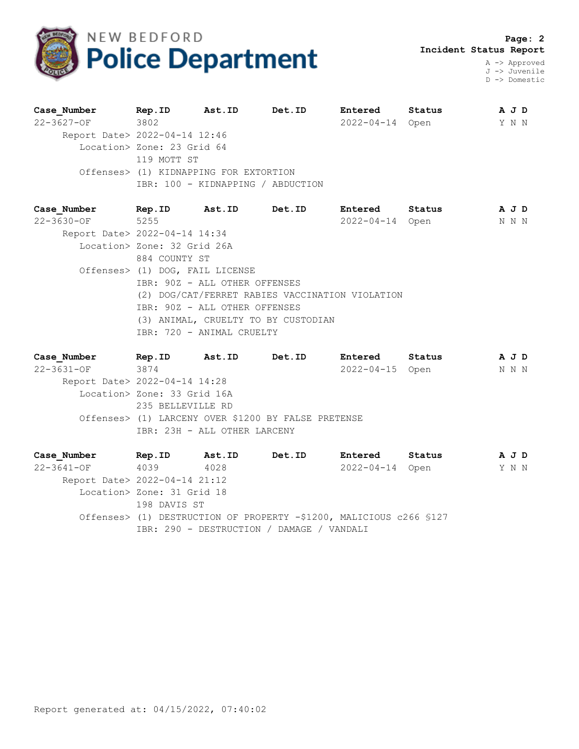# NEW BEDFORD Police Department

**Incident Status Report**

A -> Approved
J -> Juvenile
D -> Domestic

| Case_Number | Rep.ID | Ast.ID | Det.ID | Entered | Status | A J D |
|---|---|---|---|---|---|---|
| 22-3627-OF | 3802 | | | 2022-04-14 | Open | Y N N |

Report Date> 2022-04-14 12:46
Location> Zone: 23 Grid 64
119 MOTT ST
Offenses> (1) KIDNAPPING FOR EXTORTION
IBR: 100 - KIDNAPPING / ABDUCTION

| Case_Number | Rep.ID | Ast.ID | Det.ID | Entered | Status | A J D |
|---|---|---|---|---|---|---|
| 22-3630-OF | 5255 | | | 2022-04-14 | Open | N N N |

Report Date> 2022-04-14 14:34
Location> Zone: 32 Grid 26A
884 COUNTY ST
Offenses> (1) DOG, FAIL LICENSE
IBR: 90Z - ALL OTHER OFFENSES
(2) DOG/CAT/FERRET RABIES VACCINATION VIOLATION
IBR: 90Z - ALL OTHER OFFENSES
(3) ANIMAL, CRUELTY TO BY CUSTODIAN
IBR: 720 - ANIMAL CRUELTY

| Case_Number | Rep.ID | Ast.ID | Det.ID | Entered | Status | A J D |
|---|---|---|---|---|---|---|
| 22-3631-OF | 3874 | | | 2022-04-15 | Open | N N N |

Report Date> 2022-04-14 14:28
Location> Zone: 33 Grid 16A
235 BELLEVILLE RD
Offenses> (1) LARCENY OVER $1200 BY FALSE PRETENSE
IBR: 23H - ALL OTHER LARCENY

| Case_Number | Rep.ID | Ast.ID | Det.ID | Entered | Status | A J D |
|---|---|---|---|---|---|---|
| 22-3641-OF | 4039 | 4028 | | 2022-04-14 | Open | Y N N |

Report Date> 2022-04-14 21:12
Location> Zone: 31 Grid 18
198 DAVIS ST
Offenses> (1) DESTRUCTION OF PROPERTY -$1200, MALICIOUS c266 §127
IBR: 290 - DESTRUCTION / DAMAGE / VANDALI

Report generated at: 04/15/2022, 07:40:02